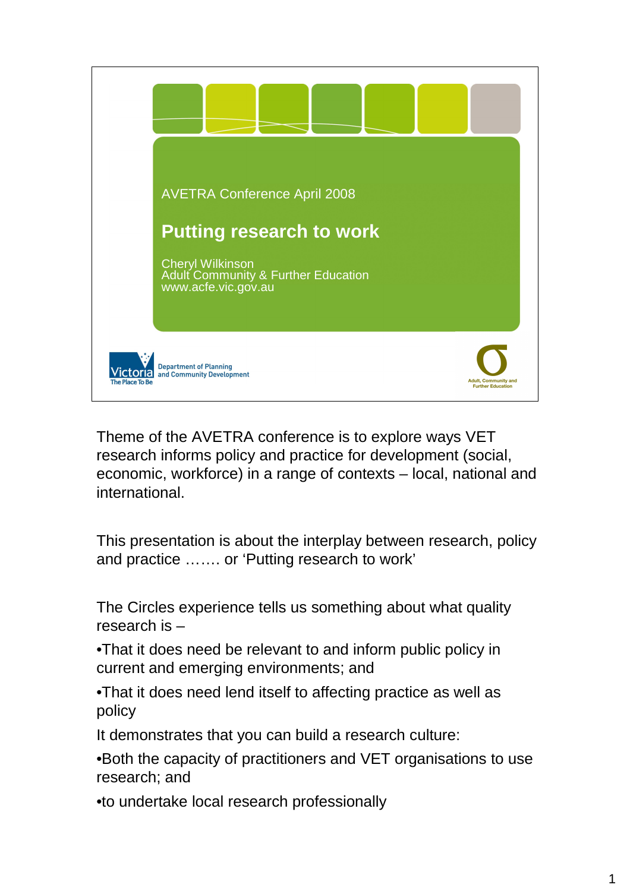AVETRA Conference April 2008

# Putting research to work

Cheryl Wilkinson
Adult Community & Further Education
www.acfe.vic.gov.au

Victoria The Place To Be — Department of Planning and Community Development

Adult, Community and Further Education

Theme of the AVETRA conference is to explore ways VET research informs policy and practice for development (social, economic, workforce) in a range of contexts – local, national and international.

This presentation is about the interplay between research, policy and practice ……. or 'Putting research to work'

The Circles experience tells us something about what quality research is –

•That it does need be relevant to and inform public policy in current and emerging environments; and

•That it does need lend itself to affecting practice as well as policy

It demonstrates that you can build a research culture:

•Both the capacity of practitioners and VET organisations to use research; and

•to undertake local research professionally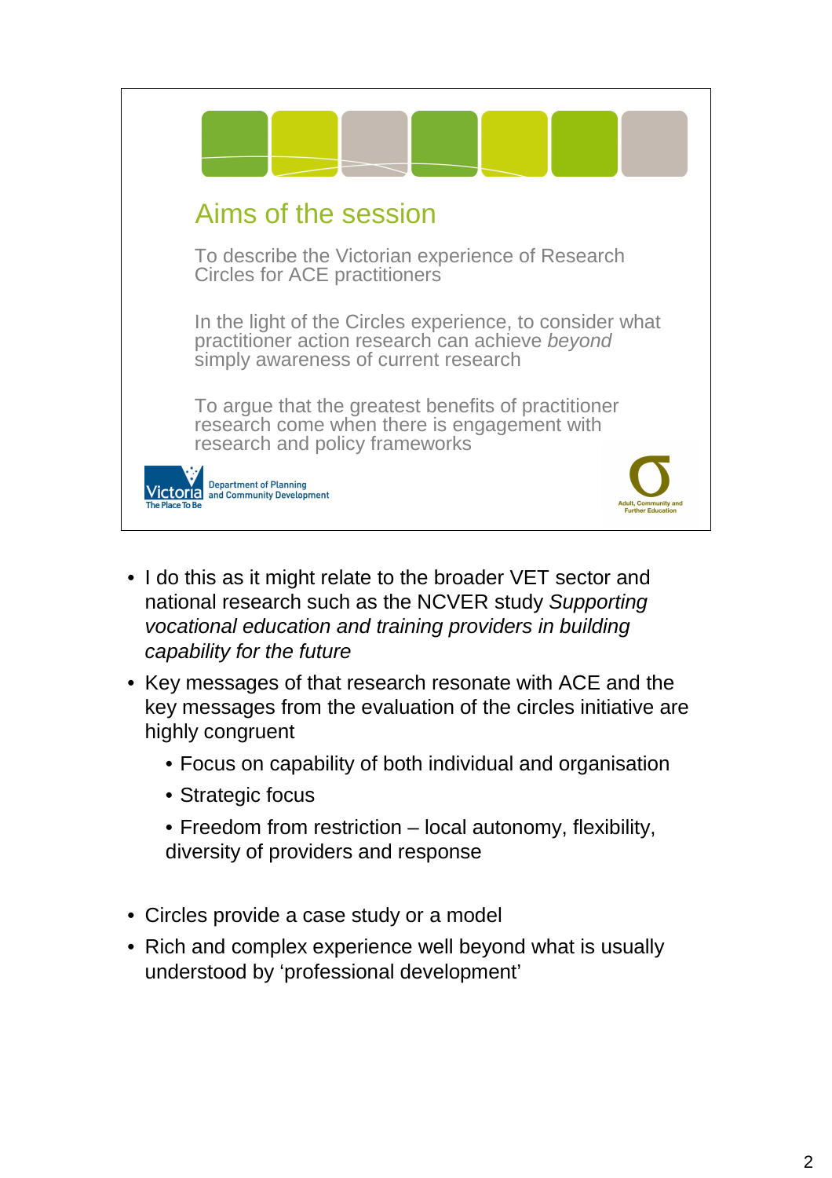## Aims of the session

To describe the Victorian experience of Research Circles for ACE practitioners

In the light of the Circles experience, to consider what practitioner action research can achieve *beyond* simply awareness of current research

To argue that the greatest benefits of practitioner research come when there is engagement with research and policy frameworks

Victoria The Place To Be — Department of Planning and Community Development

Adult, Community and Further Education

- I do this as it might relate to the broader VET sector and national research such as the NCVER study *Supporting vocational education and training providers in building capability for the future*
- Key messages of that research resonate with ACE and the key messages from the evaluation of the circles initiative are highly congruent
  - Focus on capability of both individual and organisation
  - Strategic focus
  - Freedom from restriction – local autonomy, flexibility, diversity of providers and response
- Circles provide a case study or a model
- Rich and complex experience well beyond what is usually understood by 'professional development'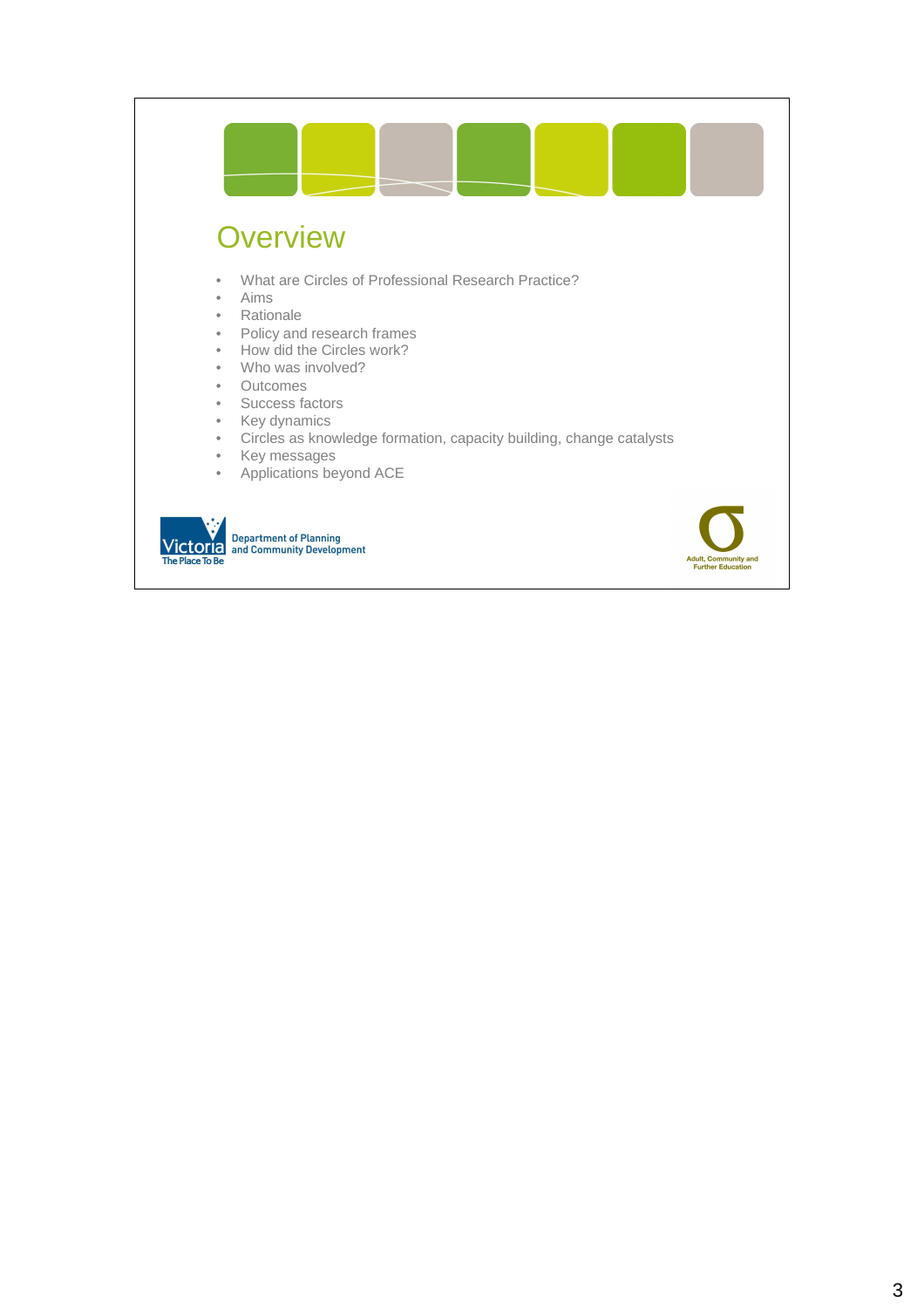# Overview

- What are Circles of Professional Research Practice?
- Aims
- Rationale
- Policy and research frames
- How did the Circles work?
- Who was involved?
- Outcomes
- Success factors
- Key dynamics
- Circles as knowledge formation, capacity building, change catalysts
- Key messages
- Applications beyond ACE

Victoria The Place To Be — Department of Planning and Community Development

Adult, Community and Further Education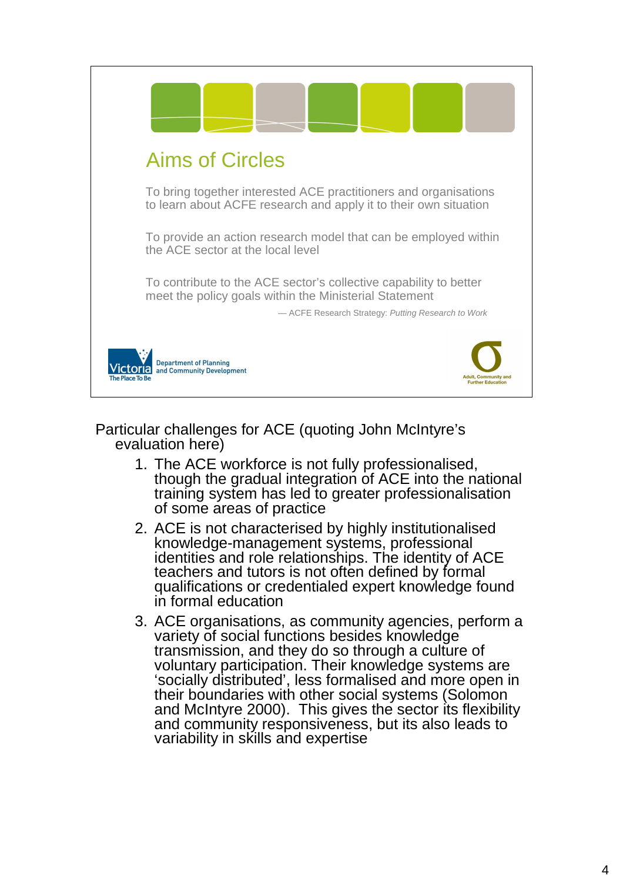## Aims of Circles

To bring together interested ACE practitioners and organisations to learn about ACFE research and apply it to their own situation

To provide an action research model that can be employed within the ACE sector at the local level

To contribute to the ACE sector's collective capability to better meet the policy goals within the Ministerial Statement

— ACFE Research Strategy: *Putting Research to Work*

Victoria The Place To Be — Department of Planning and Community Development

Adult, Community and Further Education

Particular challenges for ACE (quoting John McIntyre's evaluation here)

1. The ACE workforce is not fully professionalised, though the gradual integration of ACE into the national training system has led to greater professionalisation of some areas of practice
2. ACE is not characterised by highly institutionalised knowledge-management systems, professional identities and role relationships. The identity of ACE teachers and tutors is not often defined by formal qualifications or credentialed expert knowledge found in formal education
3. ACE organisations, as community agencies, perform a variety of social functions besides knowledge transmission, and they do so through a culture of voluntary participation. Their knowledge systems are 'socially distributed', less formalised and more open in their boundaries with other social systems (Solomon and McIntyre 2000). This gives the sector its flexibility and community responsiveness, but its also leads to variability in skills and expertise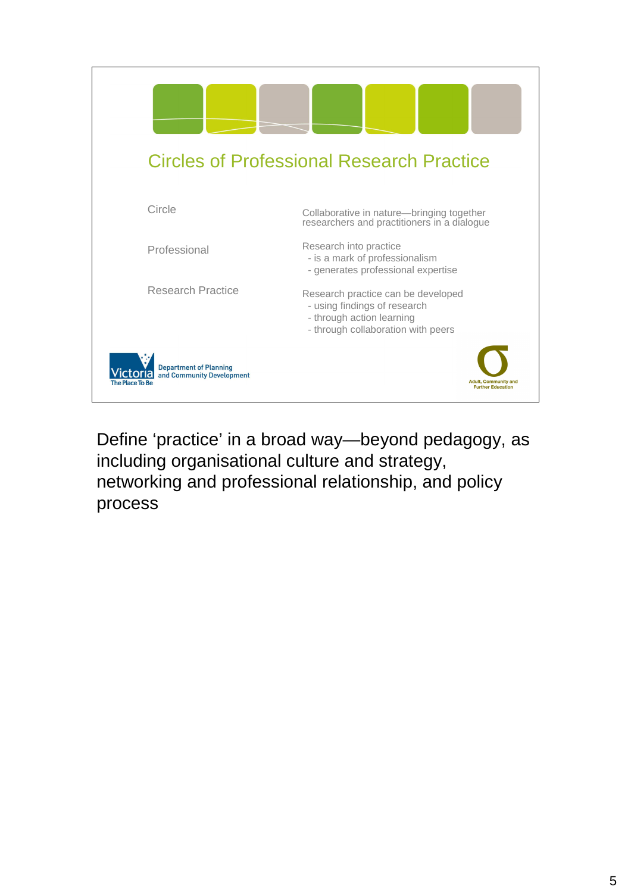## Circles of Professional Research Practice

| | |
|---|---|
| Circle | Collaborative in nature—bringing together researchers and practitioners in a dialogue |
| Professional | Research into practice<br>- is a mark of professionalism<br>- generates professional expertise |
| Research Practice | Research practice can be developed<br>- using findings of research<br>- through action learning<br>- through collaboration with peers |

Victoria The Place To Be — Department of Planning and Community Development

Adult, Community and Further Education

Define 'practice' in a broad way—beyond pedagogy, as including organisational culture and strategy, networking and professional relationship, and policy process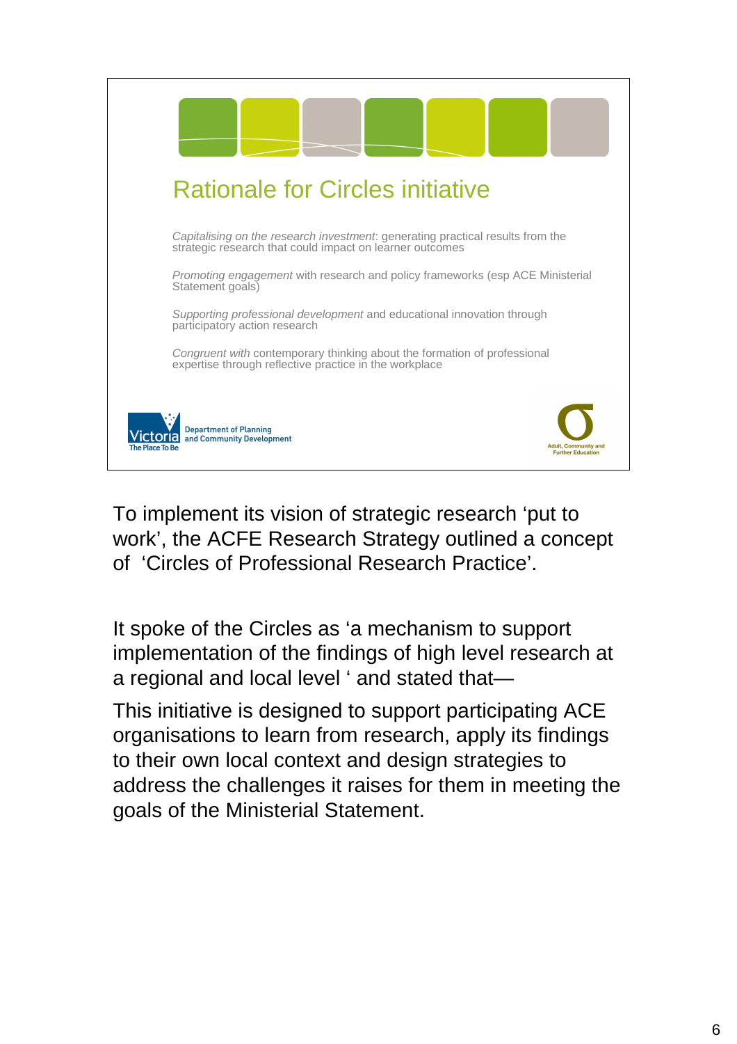## Rationale for Circles initiative

*Capitalising on the research investment*: generating practical results from the strategic research that could impact on learner outcomes

*Promoting engagement* with research and policy frameworks (esp ACE Ministerial Statement goals)

*Supporting professional development* and educational innovation through participatory action research

*Congruent with* contemporary thinking about the formation of professional expertise through reflective practice in the workplace

Victoria The Place To Be — Department of Planning and Community Development

Adult, Community and Further Education

To implement its vision of strategic research 'put to work', the ACFE Research Strategy outlined a concept of 'Circles of Professional Research Practice'.

It spoke of the Circles as 'a mechanism to support implementation of the findings of high level research at a regional and local level ' and stated that—

This initiative is designed to support participating ACE organisations to learn from research, apply its findings to their own local context and design strategies to address the challenges it raises for them in meeting the goals of the Ministerial Statement.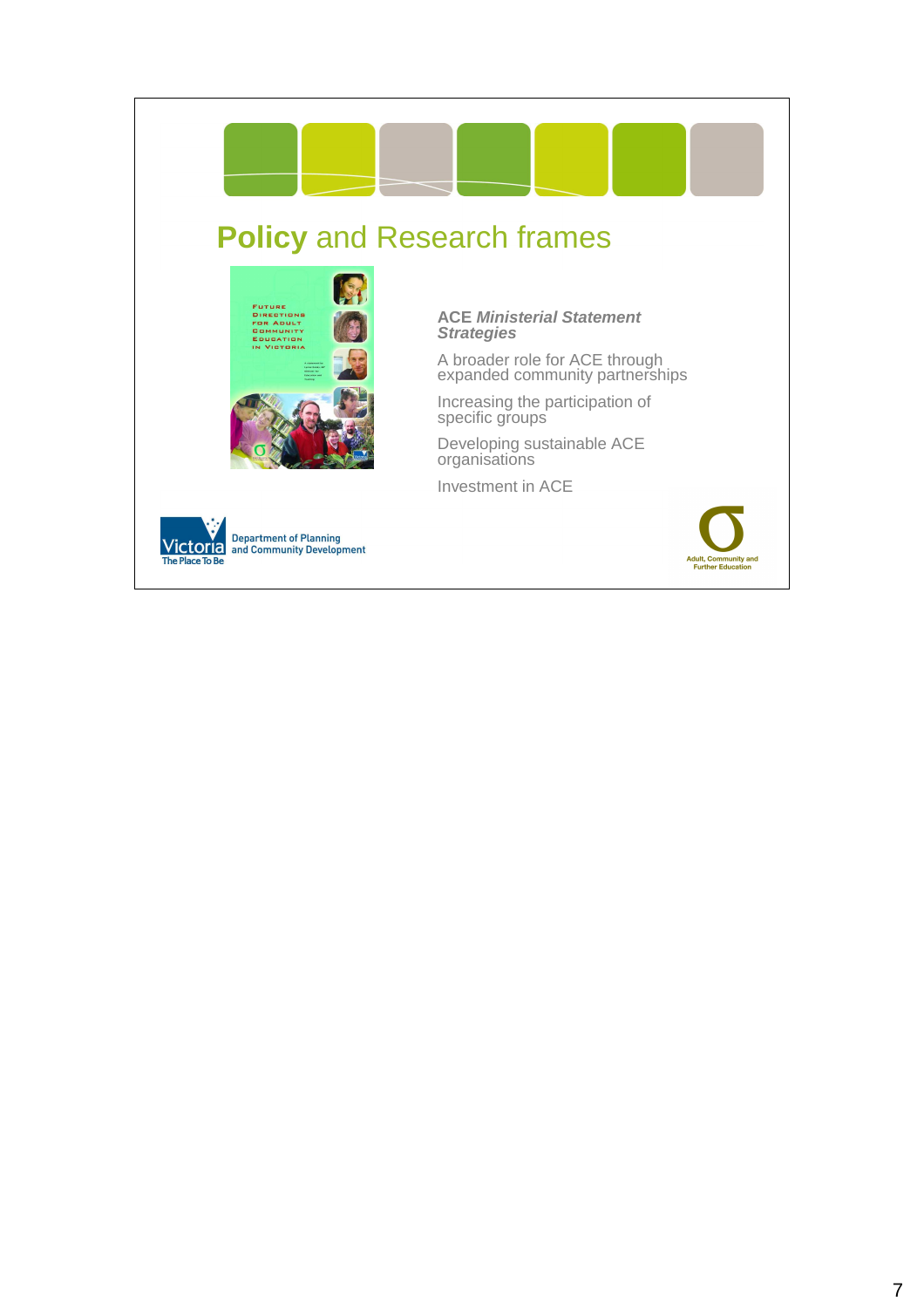# **Policy** and Research frames

**ACE *Ministerial Statement Strategies***

A broader role for ACE through expanded community partnerships

Increasing the participation of specific groups

Developing sustainable ACE organisations

Investment in ACE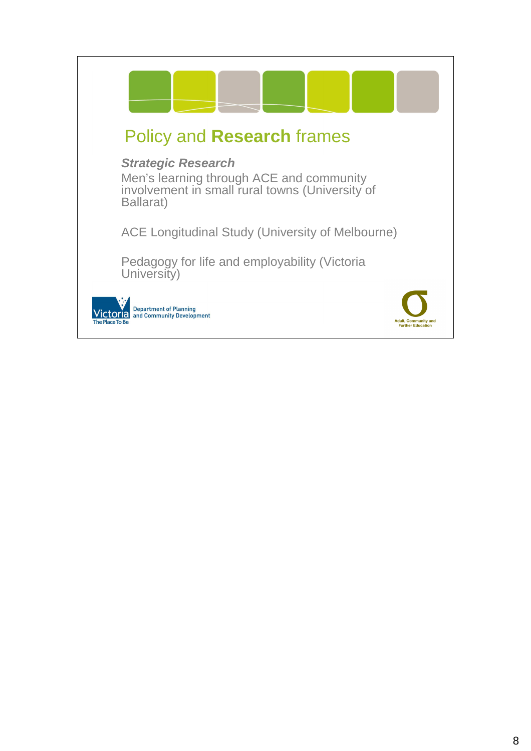# Policy and **Research** frames

***Strategic Research***

Men's learning through ACE and community involvement in small rural towns (University of Ballarat)

ACE Longitudinal Study (University of Melbourne)

Pedagogy for life and employability (Victoria University)

Victoria The Place To Be — Department of Planning and Community Development

Adult, Community and Further Education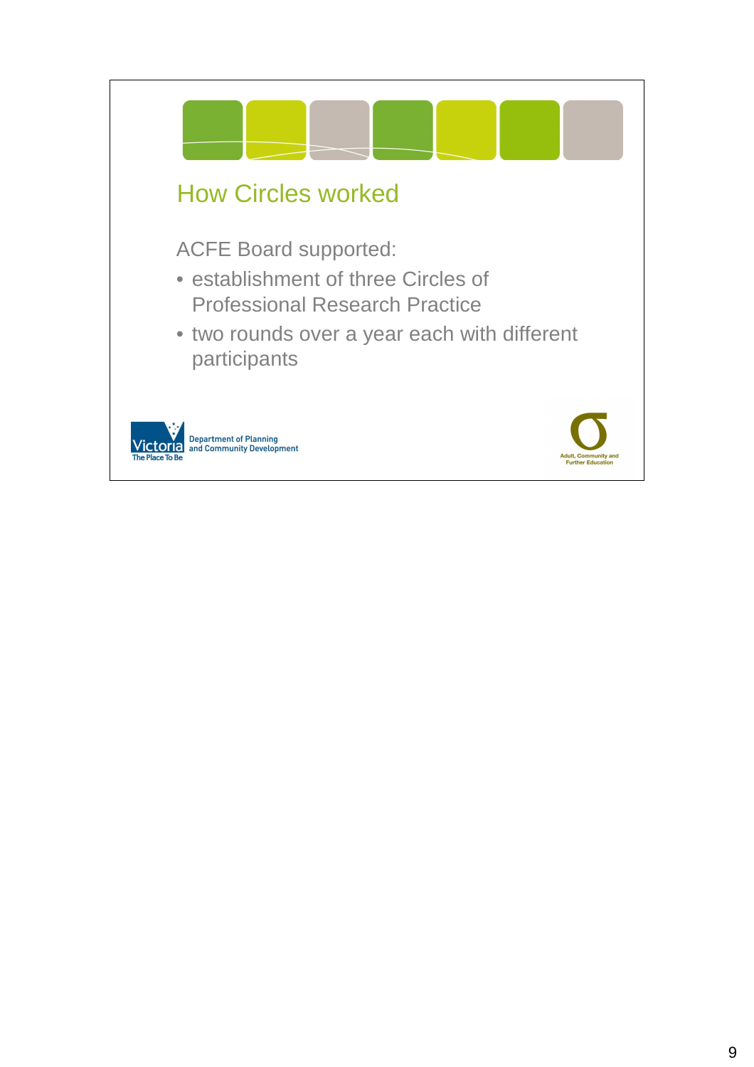## How Circles worked

ACFE Board supported:

- establishment of three Circles of Professional Research Practice
- two rounds over a year each with different participants

Victoria The Place To Be — Department of Planning and Community Development

Adult, Community and Further Education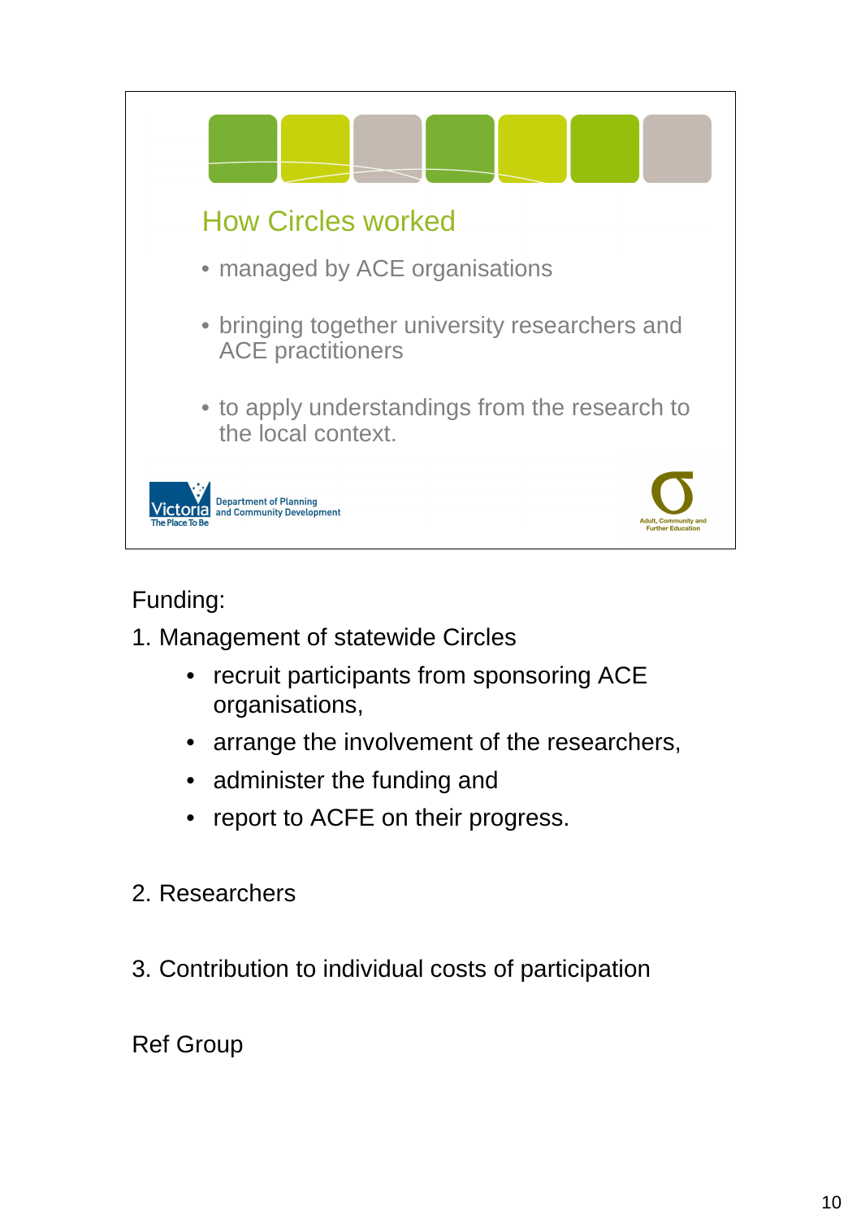## How Circles worked

- managed by ACE organisations
- bringing together university researchers and ACE practitioners
- to apply understandings from the research to the local context.

Victoria The Place To Be — Department of Planning and Community Development

Adult, Community and Further Education

Funding:

1. Management of statewide Circles
   - recruit participants from sponsoring ACE organisations,
   - arrange the involvement of the researchers,
   - administer the funding and
   - report to ACFE on their progress.

2. Researchers

3. Contribution to individual costs of participation

Ref Group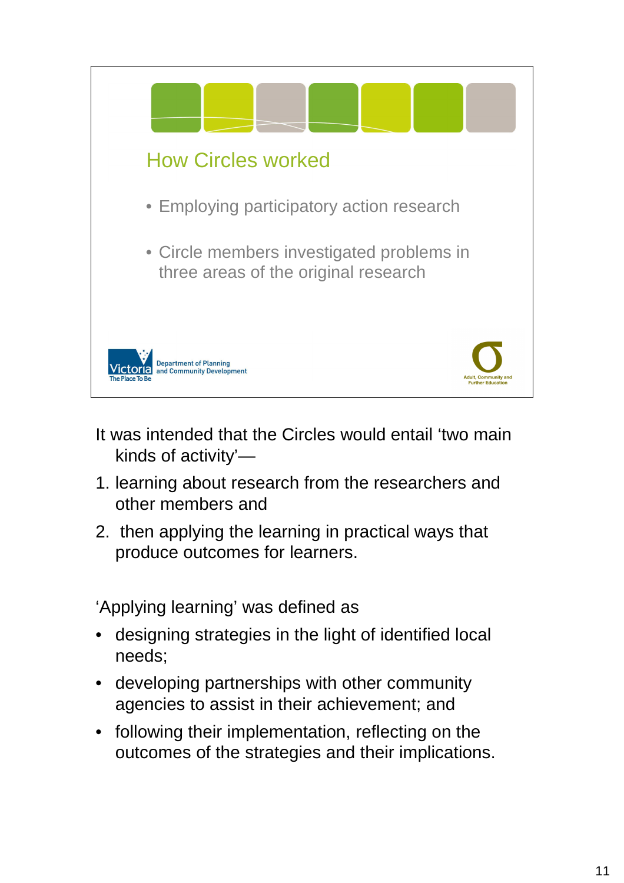## How Circles worked

- Employing participatory action research
- Circle members investigated problems in three areas of the original research

Victoria The Place To Be — Department of Planning and Community Development

Adult, Community and Further Education

It was intended that the Circles would entail 'two main kinds of activity'—

1. learning about research from the researchers and other members and
2. then applying the learning in practical ways that produce outcomes for learners.

'Applying learning' was defined as

- designing strategies in the light of identified local needs;
- developing partnerships with other community agencies to assist in their achievement; and
- following their implementation, reflecting on the outcomes of the strategies and their implications.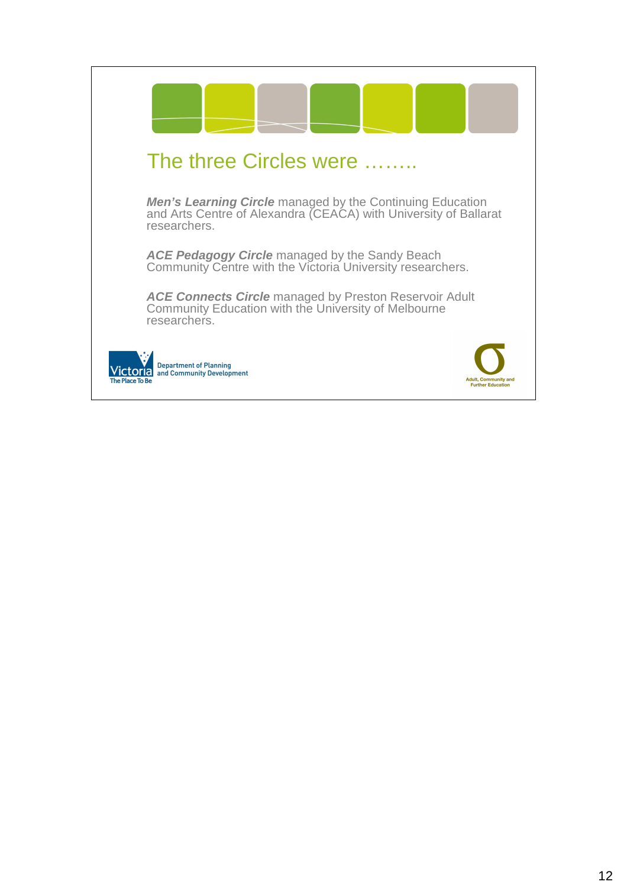# The three Circles were ……..

***Men's Learning Circle*** managed by the Continuing Education and Arts Centre of Alexandra (CEACA) with University of Ballarat researchers.

***ACE Pedagogy Circle*** managed by the Sandy Beach Community Centre with the Victoria University researchers.

***ACE Connects Circle*** managed by Preston Reservoir Adult Community Education with the University of Melbourne researchers.

Victoria The Place To Be — Department of Planning and Community Development

Adult, Community and Further Education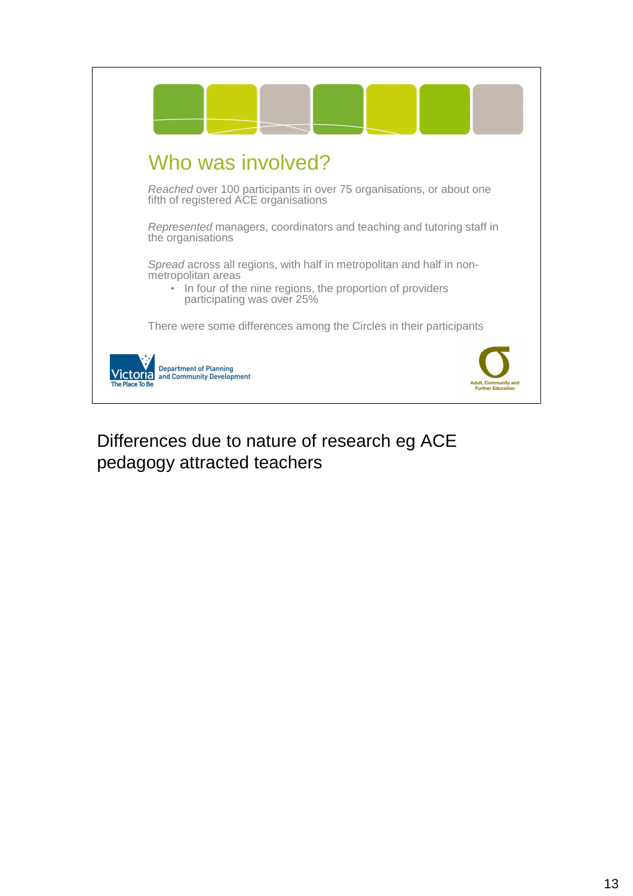## Who was involved?

*Reached* over 100 participants in over 75 organisations, or about one fifth of registered ACE organisations

*Represented* managers, coordinators and teaching and tutoring staff in the organisations

*Spread* across all regions, with half in metropolitan and half in non-metropolitan areas

- In four of the nine regions, the proportion of providers participating was over 25%

There were some differences among the Circles in their participants

Victoria The Place To Be — Department of Planning and Community Development

Adult, Community and Further Education

Differences due to nature of research eg ACE pedagogy attracted teachers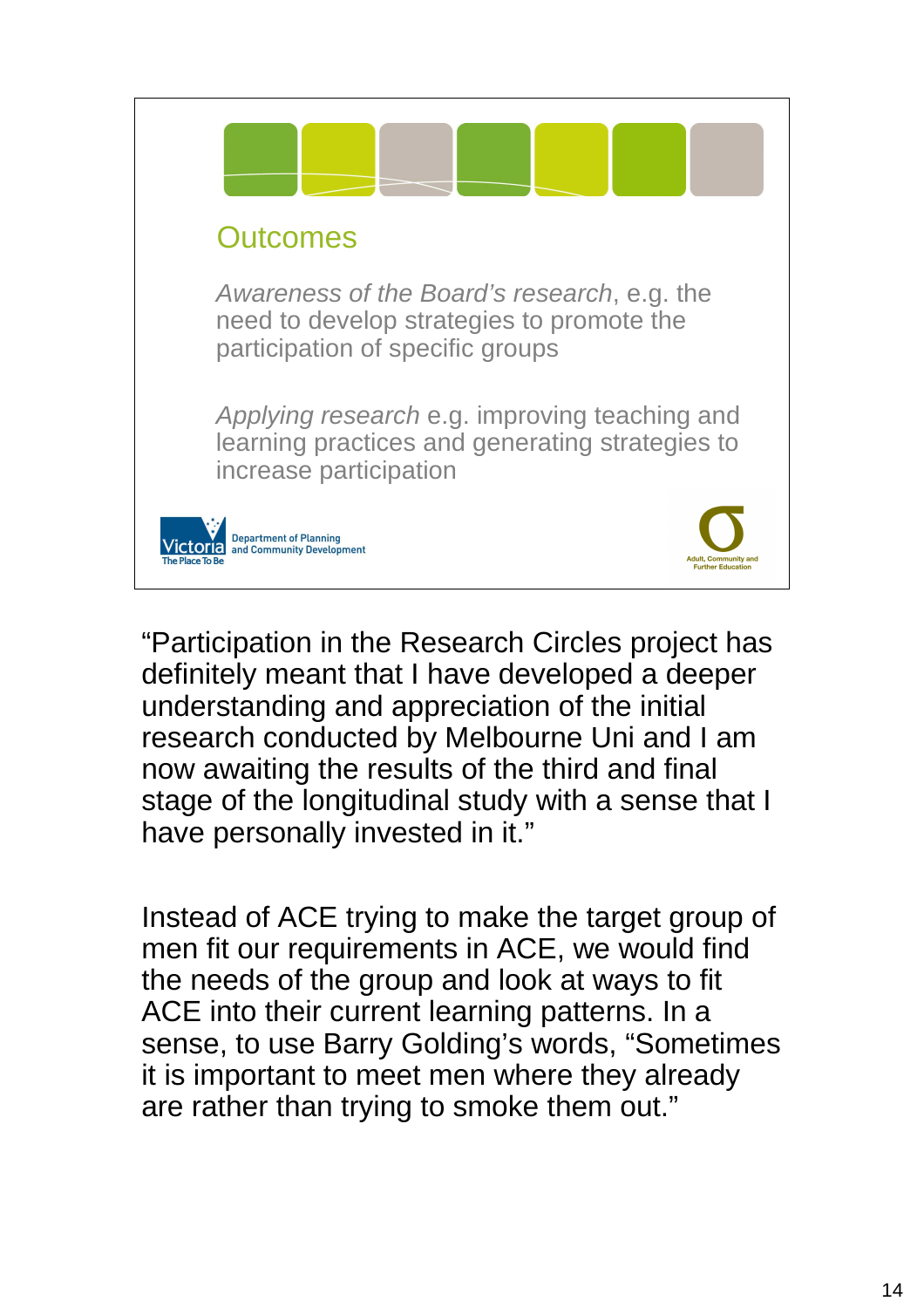## Outcomes

*Awareness of the Board's research*, e.g. the need to develop strategies to promote the participation of specific groups

*Applying research* e.g. improving teaching and learning practices and generating strategies to increase participation

Victoria The Place To Be — Department of Planning and Community Development

Adult, Community and Further Education

"Participation in the Research Circles project has definitely meant that I have developed a deeper understanding and appreciation of the initial research conducted by Melbourne Uni and I am now awaiting the results of the third and final stage of the longitudinal study with a sense that I have personally invested in it."

Instead of ACE trying to make the target group of men fit our requirements in ACE, we would find the needs of the group and look at ways to fit ACE into their current learning patterns. In a sense, to use Barry Golding's words, "Sometimes it is important to meet men where they already are rather than trying to smoke them out."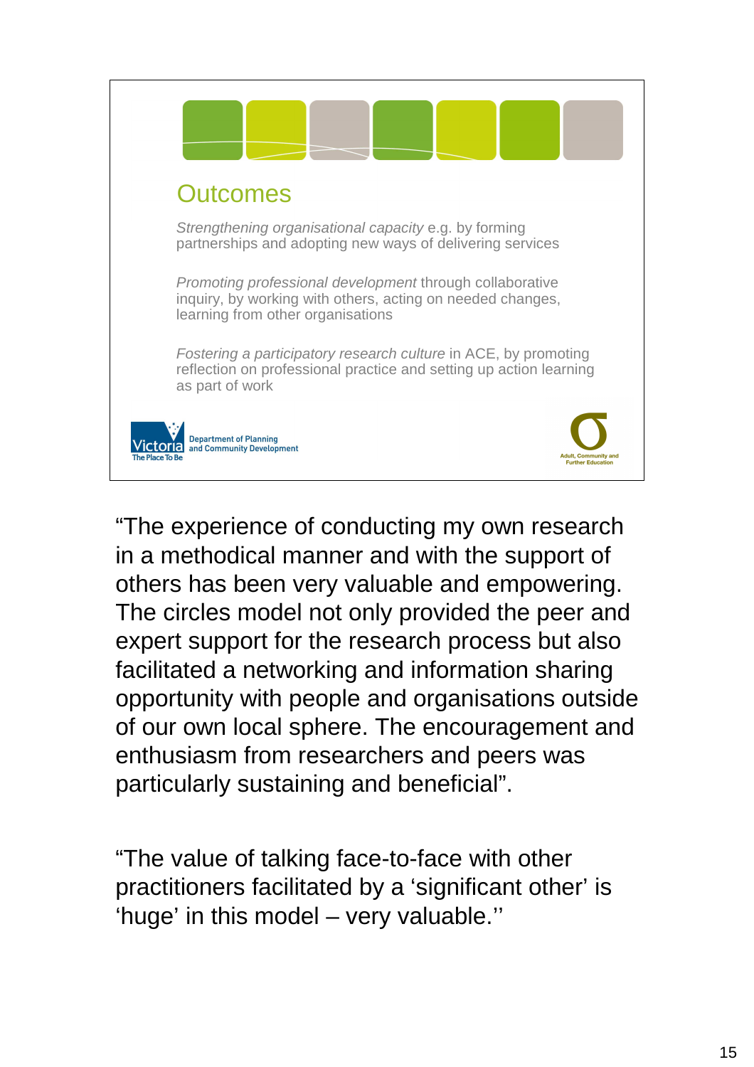## Outcomes

*Strengthening organisational capacity* e.g. by forming partnerships and adopting new ways of delivering services

*Promoting professional development* through collaborative inquiry, by working with others, acting on needed changes, learning from other organisations

*Fostering a participatory research culture* in ACE, by promoting reflection on professional practice and setting up action learning as part of work

Victoria The Place To Be — Department of Planning and Community Development

Adult, Community and Further Education

"The experience of conducting my own research in a methodical manner and with the support of others has been very valuable and empowering. The circles model not only provided the peer and expert support for the research process but also facilitated a networking and information sharing opportunity with people and organisations outside of our own local sphere. The encouragement and enthusiasm from researchers and peers was particularly sustaining and beneficial".

"The value of talking face-to-face with other practitioners facilitated by a 'significant other' is 'huge' in this model – very valuable.''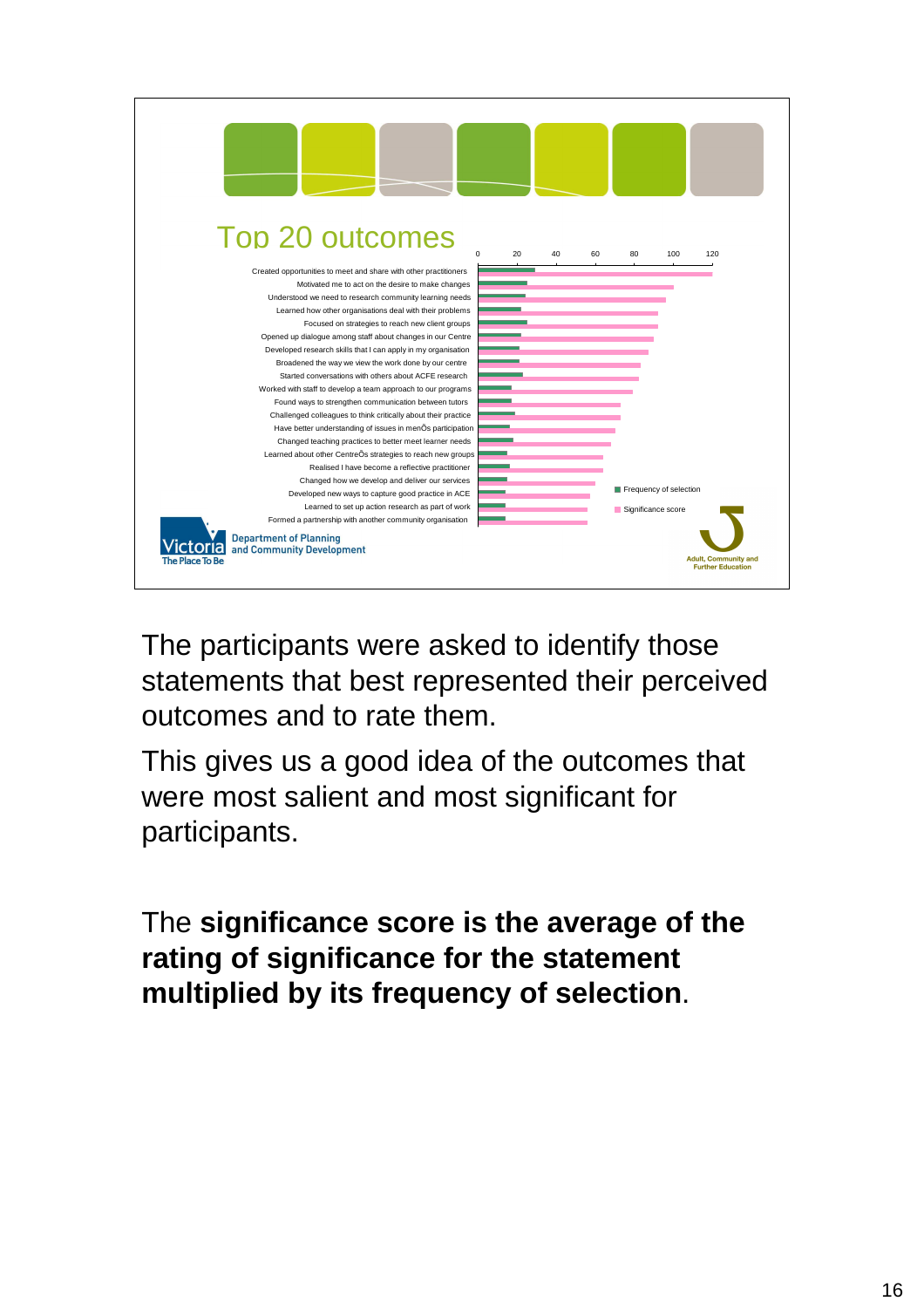## Top 20 outcomes

| Outcome | Frequency of selection (approx.) | Significance score (approx.) |
| --- | --- | --- |
| Created opportunities to meet and share with other practitioners | 29 | 120 |
| Motivated me to act on the desire to make changes | 25 | 100 |
| Understood we need to research community learning needs | 24 | 96 |
| Learned how other organisations deal with their problems | 22 | 92 |
| Focused on strategies to reach new client groups | 25 | 92 |
| Opened up dialogue among staff about changes in our Centre | 22 | 90 |
| Developed research skills that I can apply in my organisation | 21 | 87 |
| Broadened the way we view the work done by our centre | 21 | 83 |
| Started conversations with others about ACFE research | 23 | 82 |
| Worked with staff to develop a team approach to our programs | 17 | 79 |
| Found ways to strengthen communication between tutors | 17 | 73 |
| Challenged colleagues to think critically about their practice | 19 | 73 |
| Have better understanding of issues in menÕs participation | 16 | 70 |
| Changed teaching practices to better meet learner needs | 18 | 68 |
| Learned about other CentreÕs strategies to reach new groups | 15 | 64 |
| Realised I have become a reflective practitioner | 16 | 64 |
| Changed how we develop and deliver our services | 15 | 60 |
| Developed new ways to capture good practice in ACE | 14 | 57 |
| Learned to set up action research as part of work | 14 | 56 |
| Formed a partnership with another community organisation | 14 | 56 |

Victoria The Place To Be — Department of Planning and Community Development

Adult, Community and Further Education

The participants were asked to identify those statements that best represented their perceived outcomes and to rate them.

This gives us a good idea of the outcomes that were most salient and most significant for participants.

The **significance score is the average of the rating of significance for the statement multiplied by its frequency of selection**.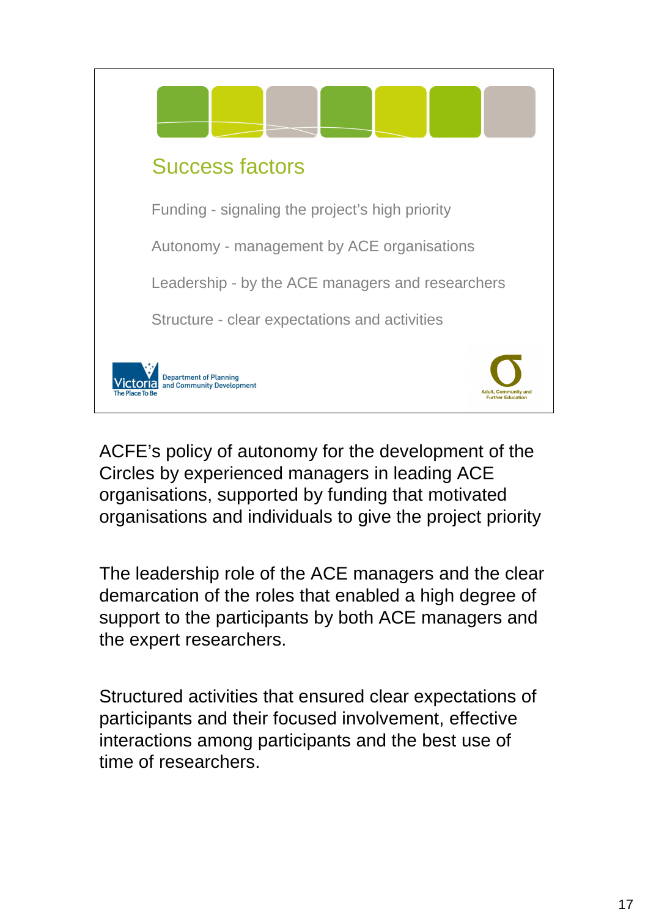## Success factors

Funding - signaling the project's high priority

Autonomy - management by ACE organisations

Leadership - by the ACE managers and researchers

Structure - clear expectations and activities

Victoria The Place To Be — Department of Planning and Community Development

Adult, Community and Further Education

ACFE's policy of autonomy for the development of the Circles by experienced managers in leading ACE organisations, supported by funding that motivated organisations and individuals to give the project priority

The leadership role of the ACE managers and the clear demarcation of the roles that enabled a high degree of support to the participants by both ACE managers and the expert researchers.

Structured activities that ensured clear expectations of participants and their focused involvement, effective interactions among participants and the best use of time of researchers.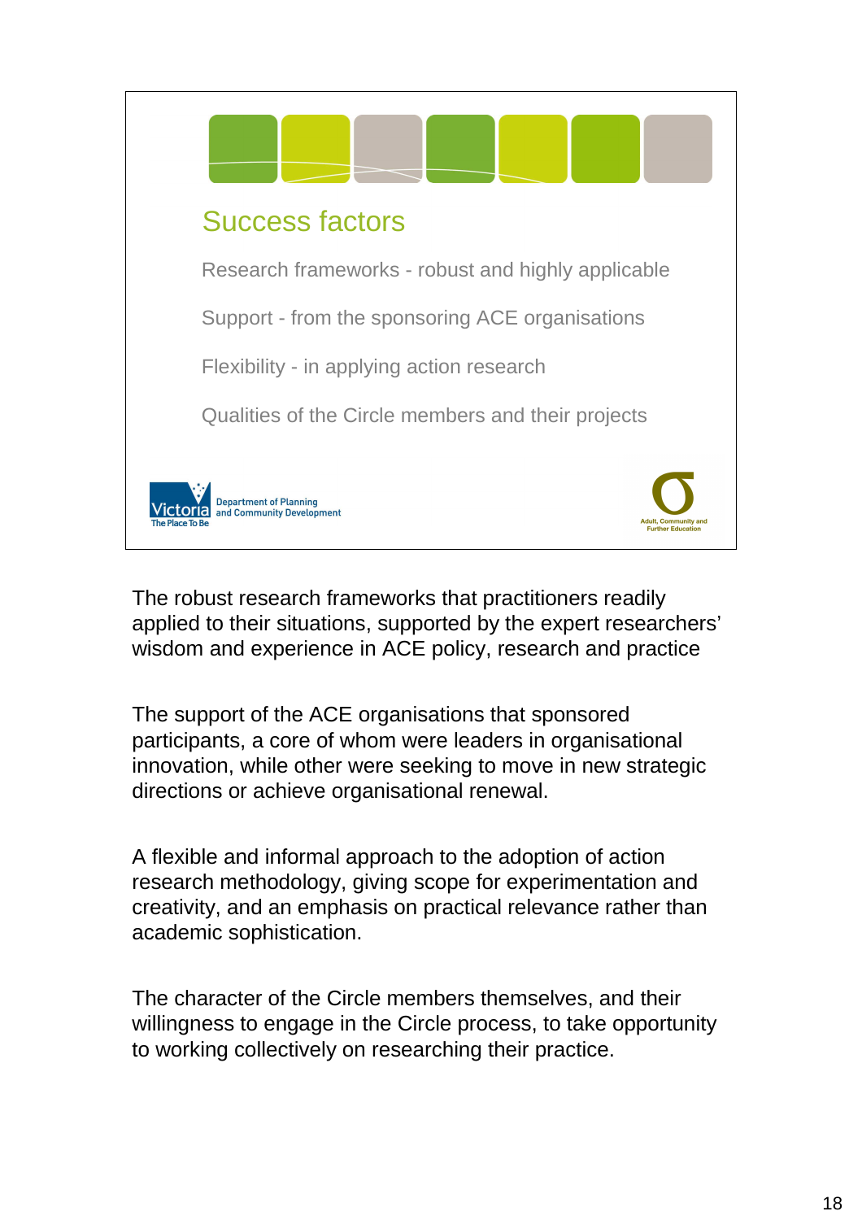## Success factors

Research frameworks - robust and highly applicable

Support - from the sponsoring ACE organisations

Flexibility - in applying action research

Qualities of the Circle members and their projects

Victoria The Place To Be — Department of Planning and Community Development

Adult, Community and Further Education

The robust research frameworks that practitioners readily applied to their situations, supported by the expert researchers' wisdom and experience in ACE policy, research and practice

The support of the ACE organisations that sponsored participants, a core of whom were leaders in organisational innovation, while other were seeking to move in new strategic directions or achieve organisational renewal.

A flexible and informal approach to the adoption of action research methodology, giving scope for experimentation and creativity, and an emphasis on practical relevance rather than academic sophistication.

The character of the Circle members themselves, and their willingness to engage in the Circle process, to take opportunity to working collectively on researching their practice.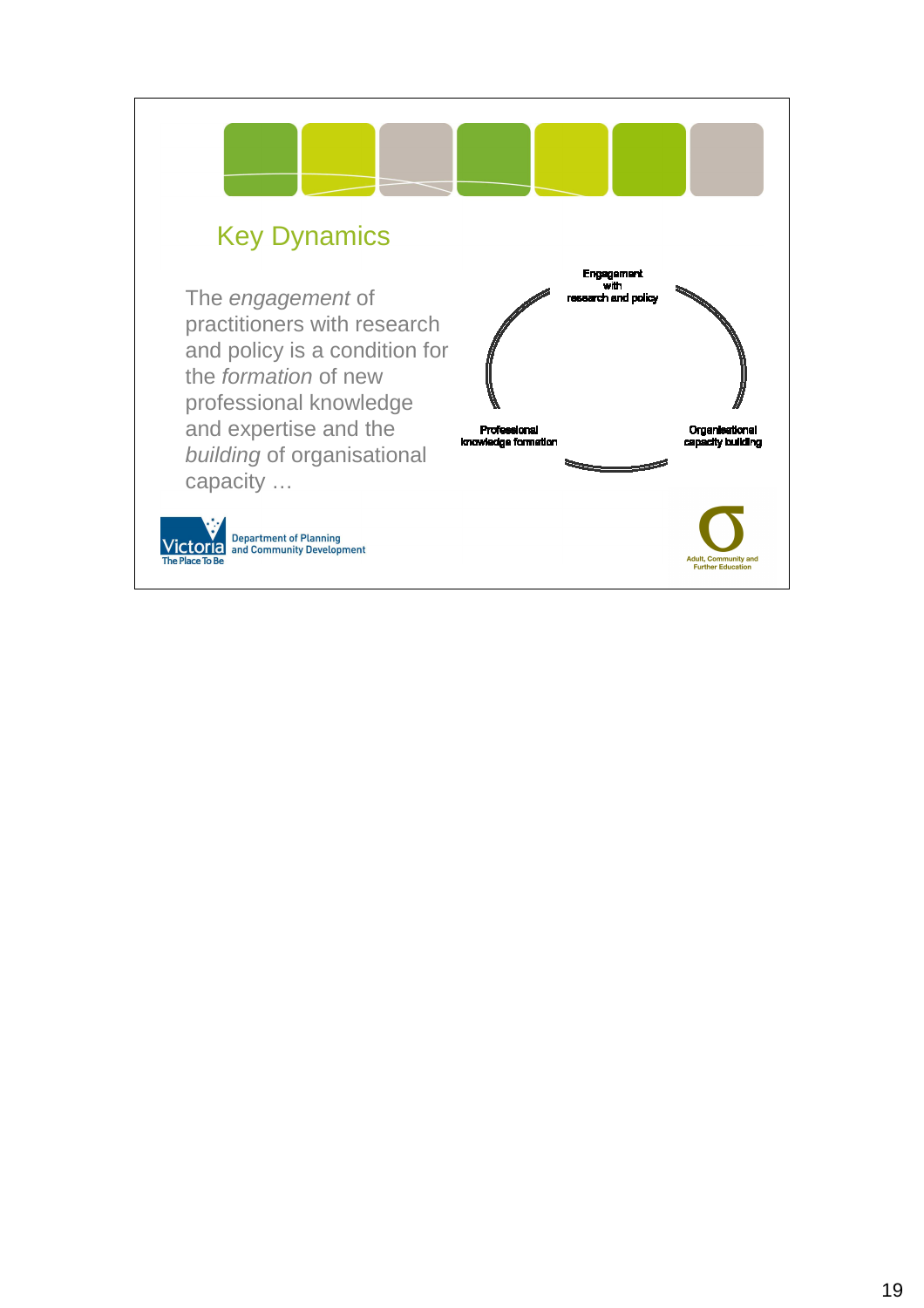## Key Dynamics

The *engagement* of practitioners with research and policy is a condition for the *formation* of new professional knowledge and expertise and the *building* of organisational capacity …

Engagement with research and policy

Professional knowledge formation

Organisational capacity building

Victoria The Place To Be — Department of Planning and Community Development

Adult, Community and Further Education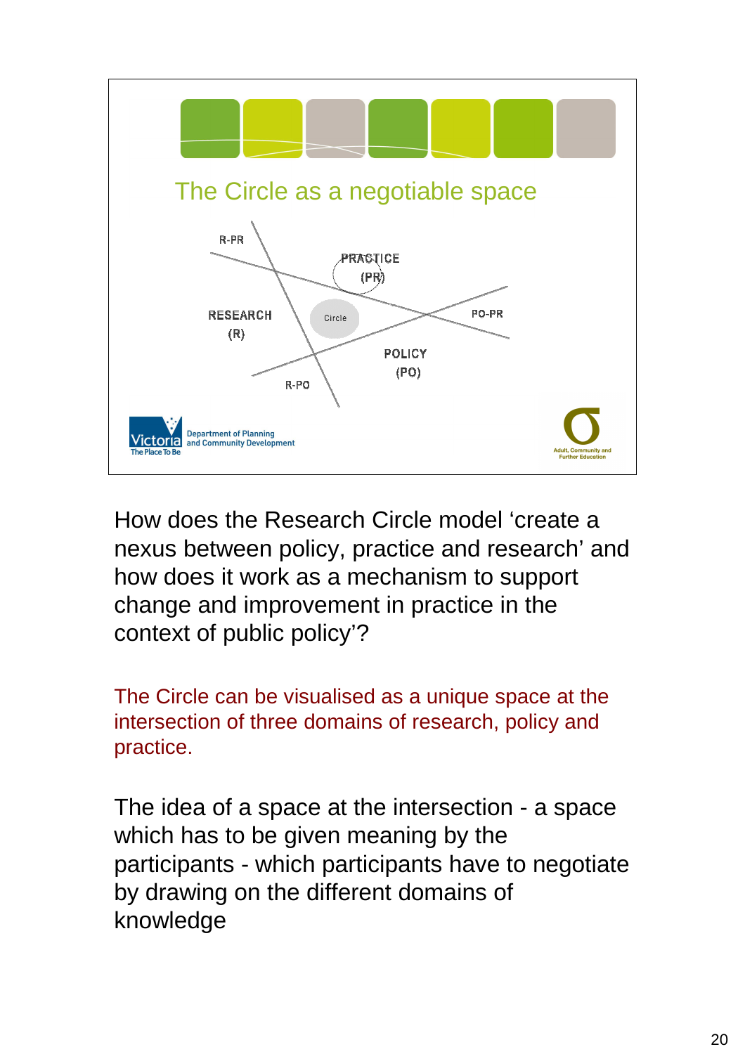## The Circle as a negotiable space

R-PR

PRACTICE (PR)

RESEARCH (R)

Circle

PO-PR

POLICY (PO)

R-PO

Victoria The Place To Be — Department of Planning and Community Development

Adult, Community and Further Education

How does the Research Circle model 'create a nexus between policy, practice and research' and how does it work as a mechanism to support change and improvement in practice in the context of public policy'?

The Circle can be visualised as a unique space at the intersection of three domains of research, policy and practice.

The idea of a space at the intersection - a space which has to be given meaning by the participants - which participants have to negotiate by drawing on the different domains of knowledge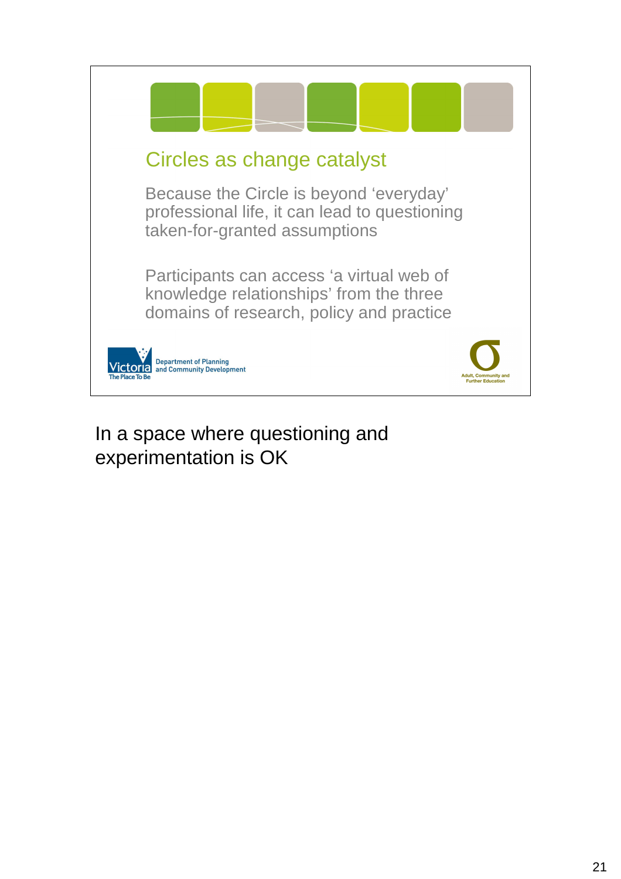## Circles as change catalyst

Because the Circle is beyond 'everyday' professional life, it can lead to questioning taken-for-granted assumptions

Participants can access 'a virtual web of knowledge relationships' from the three domains of research, policy and practice

Victoria The Place To Be — Department of Planning and Community Development

Adult, Community and Further Education

In a space where questioning and experimentation is OK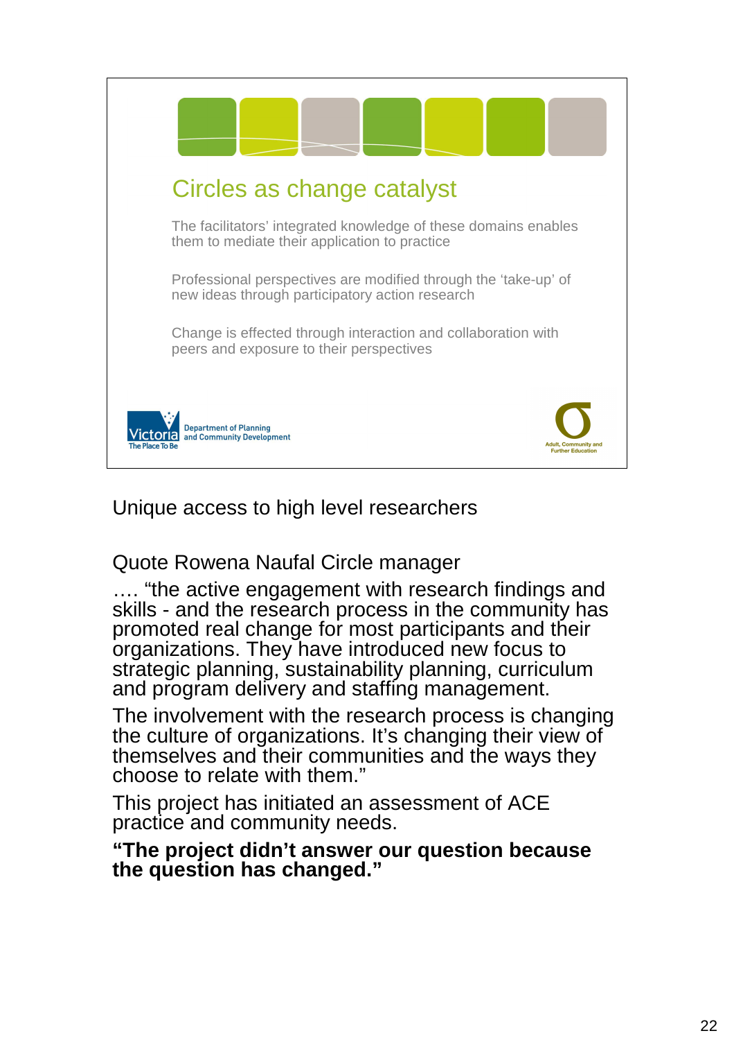## Circles as change catalyst

The facilitators' integrated knowledge of these domains enables them to mediate their application to practice

Professional perspectives are modified through the 'take-up' of new ideas through participatory action research

Change is effected through interaction and collaboration with peers and exposure to their perspectives

Victoria The Place To Be — Department of Planning and Community Development

Adult, Community and Further Education

Unique access to high level researchers

Quote Rowena Naufal Circle manager

…. "the active engagement with research findings and skills - and the research process in the community has promoted real change for most participants and their organizations. They have introduced new focus to strategic planning, sustainability planning, curriculum and program delivery and staffing management.

The involvement with the research process is changing the culture of organizations. It's changing their view of themselves and their communities and the ways they choose to relate with them."

This project has initiated an assessment of ACE practice and community needs.

**"The project didn't answer our question because the question has changed."**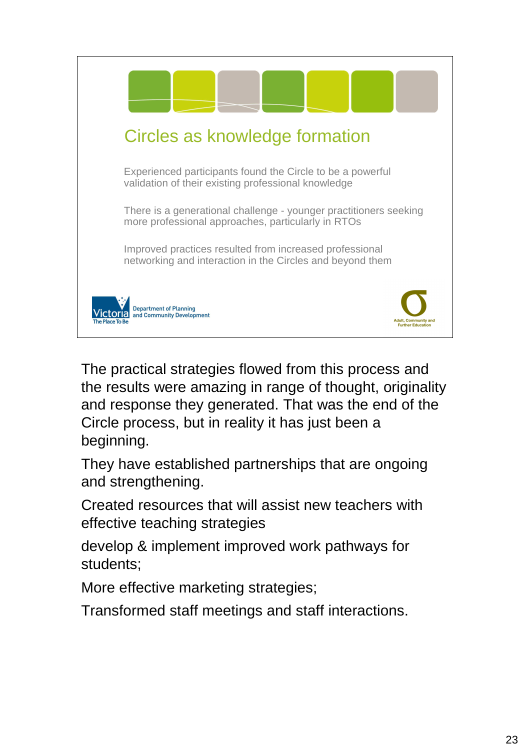## Circles as knowledge formation

Experienced participants found the Circle to be a powerful validation of their existing professional knowledge

There is a generational challenge - younger practitioners seeking more professional approaches, particularly in RTOs

Improved practices resulted from increased professional networking and interaction in the Circles and beyond them

Victoria The Place To Be — Department of Planning and Community Development

Adult, Community and Further Education

The practical strategies flowed from this process and the results were amazing in range of thought, originality and response they generated. That was the end of the Circle process, but in reality it has just been a beginning.

They have established partnerships that are ongoing and strengthening.

Created resources that will assist new teachers with effective teaching strategies

develop & implement improved work pathways for students;

More effective marketing strategies;

Transformed staff meetings and staff interactions.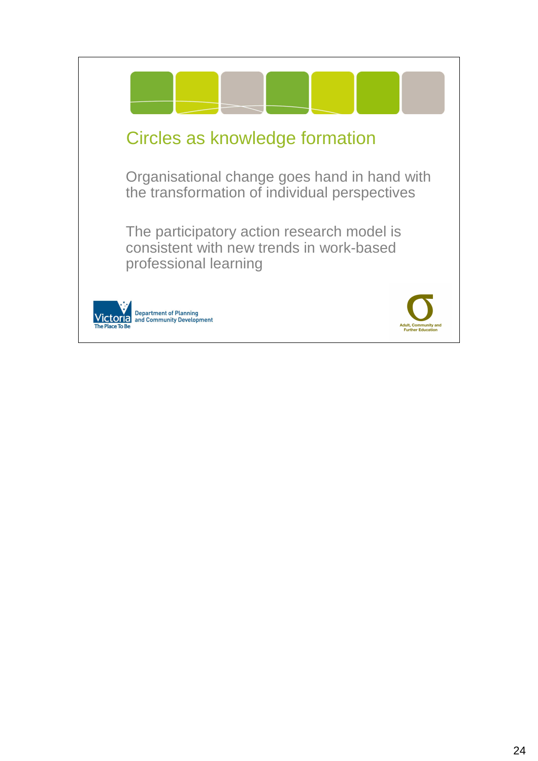## Circles as knowledge formation

Organisational change goes hand in hand with the transformation of individual perspectives

The participatory action research model is consistent with new trends in work-based professional learning

Victoria The Place To Be — Department of Planning and Community Development

Adult, Community and Further Education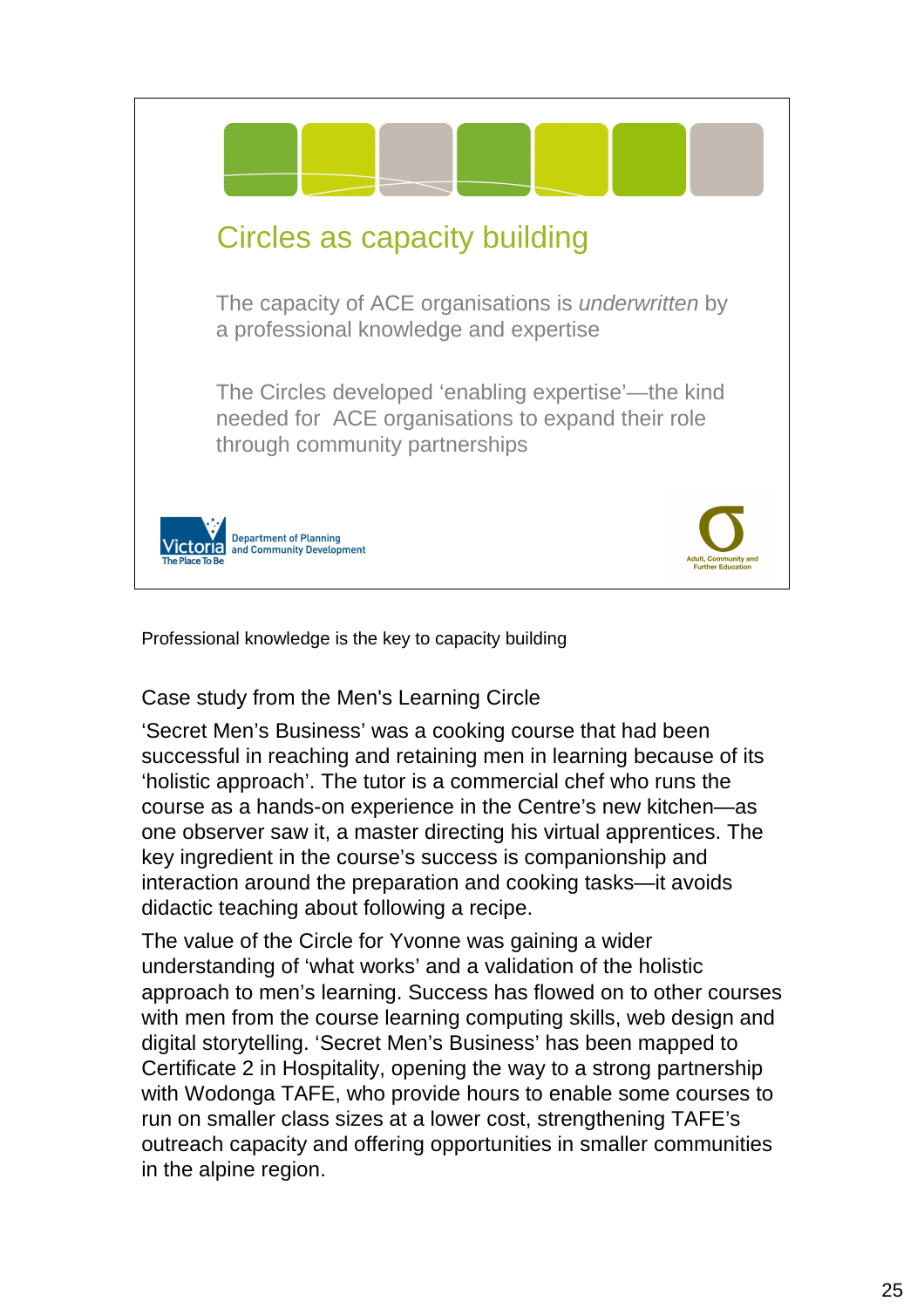## Circles as capacity building

The capacity of ACE organisations is *underwritten* by a professional knowledge and expertise

The Circles developed 'enabling expertise'—the kind needed for ACE organisations to expand their role through community partnerships

Victoria The Place To Be — Department of Planning and Community Development

Adult, Community and Further Education

Professional knowledge is the key to capacity building

Case study from the Men's Learning Circle

'Secret Men's Business' was a cooking course that had been successful in reaching and retaining men in learning because of its 'holistic approach'. The tutor is a commercial chef who runs the course as a hands-on experience in the Centre's new kitchen—as one observer saw it, a master directing his virtual apprentices. The key ingredient in the course's success is companionship and interaction around the preparation and cooking tasks—it avoids didactic teaching about following a recipe.

The value of the Circle for Yvonne was gaining a wider understanding of 'what works' and a validation of the holistic approach to men's learning. Success has flowed on to other courses with men from the course learning computing skills, web design and digital storytelling. 'Secret Men's Business' has been mapped to Certificate 2 in Hospitality, opening the way to a strong partnership with Wodonga TAFE, who provide hours to enable some courses to run on smaller class sizes at a lower cost, strengthening TAFE's outreach capacity and offering opportunities in smaller communities in the alpine region.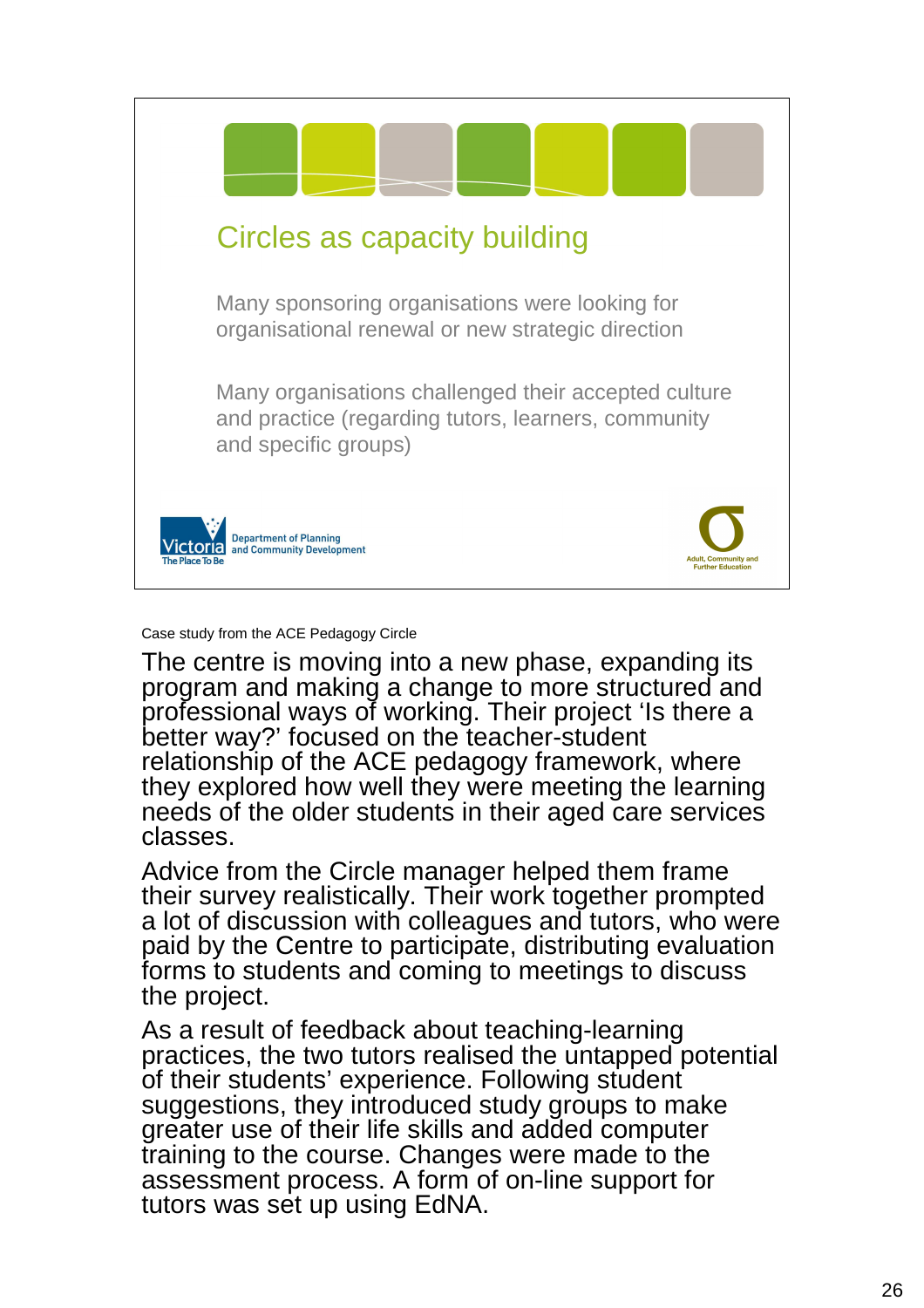## Circles as capacity building

Many sponsoring organisations were looking for organisational renewal or new strategic direction

Many organisations challenged their accepted culture and practice (regarding tutors, learners, community and specific groups)

Victoria The Place To Be — Department of Planning and Community Development

Adult, Community and Further Education

Case study from the ACE Pedagogy Circle

The centre is moving into a new phase, expanding its program and making a change to more structured and professional ways of working. Their project 'Is there a better way?' focused on the teacher-student relationship of the ACE pedagogy framework, where they explored how well they were meeting the learning needs of the older students in their aged care services classes.

Advice from the Circle manager helped them frame their survey realistically. Their work together prompted a lot of discussion with colleagues and tutors, who were paid by the Centre to participate, distributing evaluation forms to students and coming to meetings to discuss the project.

As a result of feedback about teaching-learning practices, the two tutors realised the untapped potential of their students' experience. Following student suggestions, they introduced study groups to make greater use of their life skills and added computer training to the course. Changes were made to the assessment process. A form of on-line support for tutors was set up using EdNA.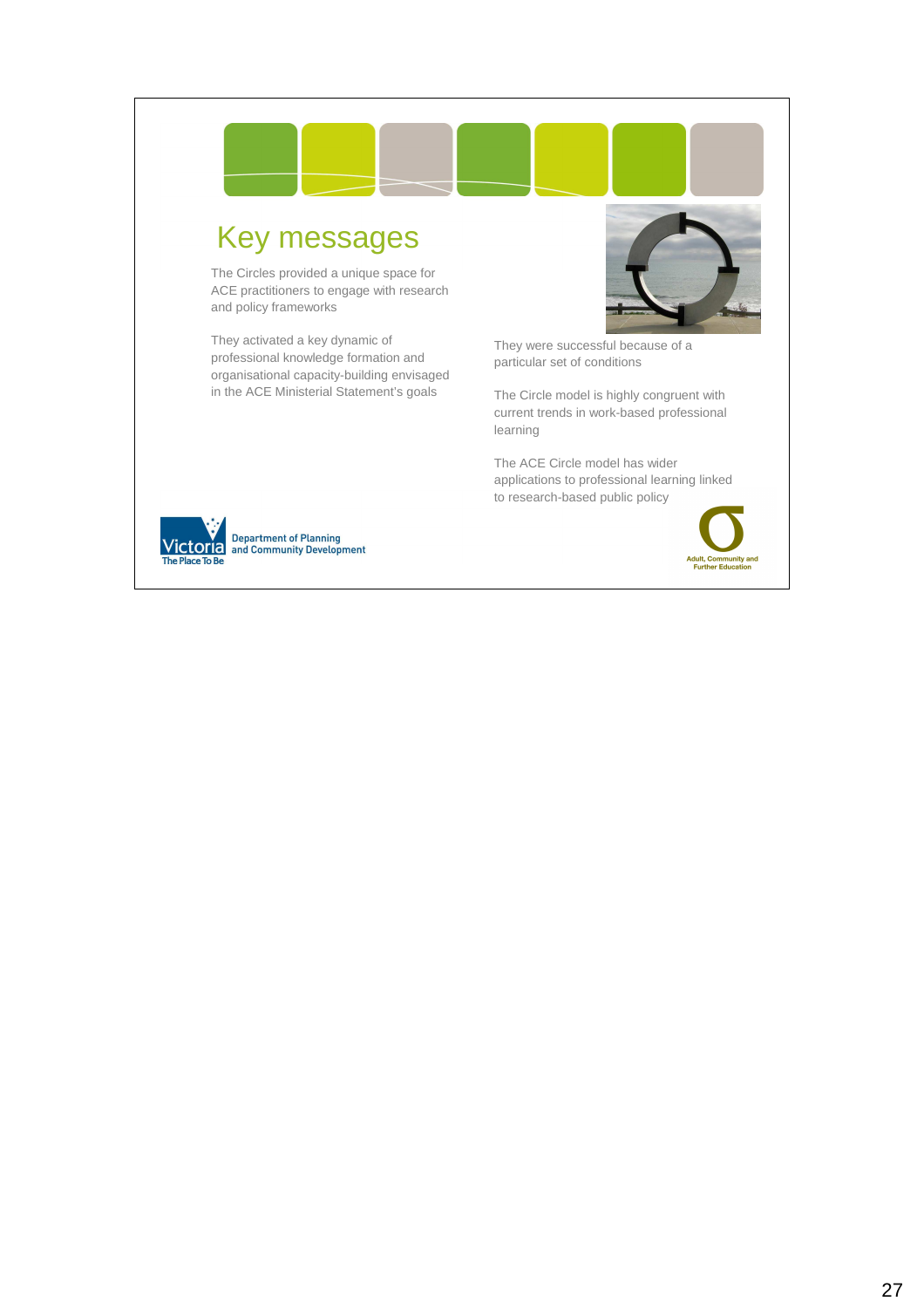# Key messages

The Circles provided a unique space for ACE practitioners to engage with research and policy frameworks

They activated a key dynamic of professional knowledge formation and organisational capacity-building envisaged in the ACE Ministerial Statement's goals

They were successful because of a particular set of conditions

The Circle model is highly congruent with current trends in work-based professional learning

The ACE Circle model has wider applications to professional learning linked to research-based public policy

Victoria The Place To Be — Department of Planning and Community Development

Adult, Community and Further Education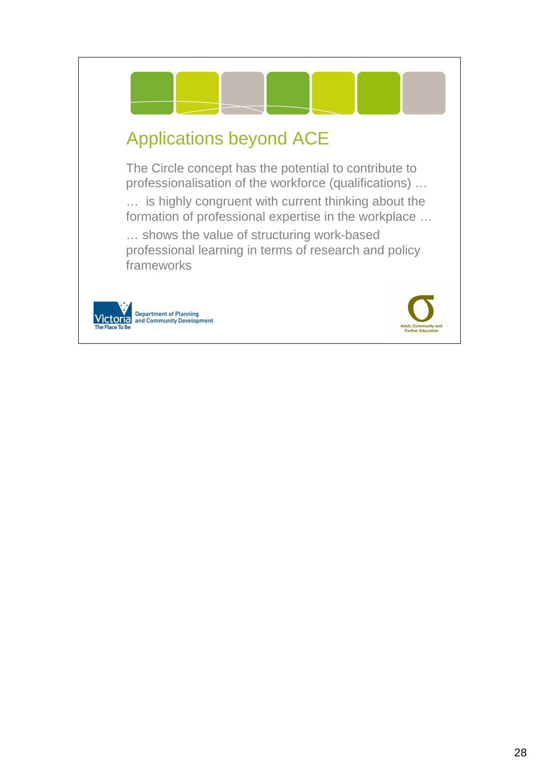# Applications beyond ACE

The Circle concept has the potential to contribute to professionalisation of the workforce (qualifications) …

… is highly congruent with current thinking about the formation of professional expertise in the workplace …

… shows the value of structuring work-based professional learning in terms of research and policy frameworks

Victoria The Place To Be Department of Planning and Community Development

Adult, Community and Further Education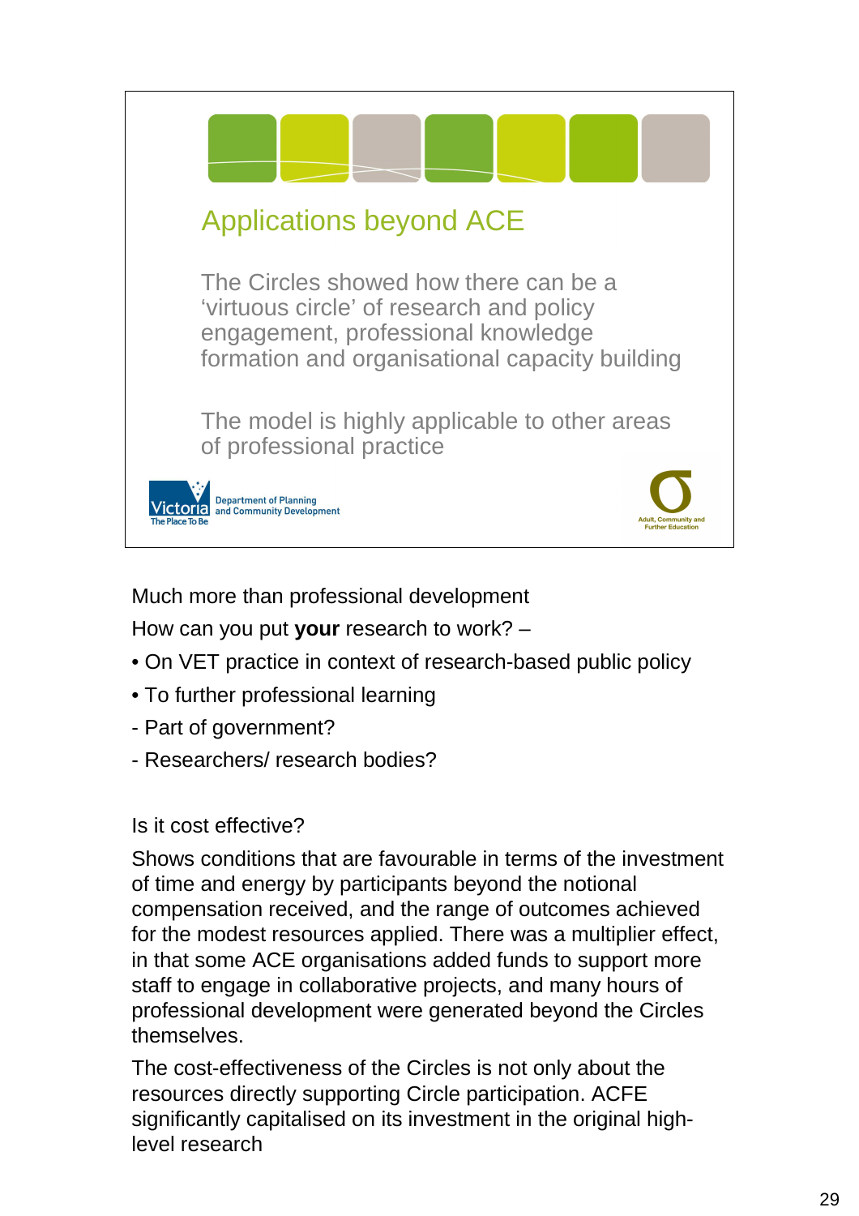## Applications beyond ACE

The Circles showed how there can be a 'virtuous circle' of research and policy engagement, professional knowledge formation and organisational capacity building

The model is highly applicable to other areas of professional practice

Victoria The Place To Be — Department of Planning and Community Development

Adult, Community and Further Education

Much more than professional development

How can you put **your** research to work? –

- On VET practice in context of research-based public policy
- To further professional learning

- Part of government?
- Researchers/ research bodies?

Is it cost effective?

Shows conditions that are favourable in terms of the investment of time and energy by participants beyond the notional compensation received, and the range of outcomes achieved for the modest resources applied. There was a multiplier effect, in that some ACE organisations added funds to support more staff to engage in collaborative projects, and many hours of professional development were generated beyond the Circles themselves.

The cost-effectiveness of the Circles is not only about the resources directly supporting Circle participation. ACFE significantly capitalised on its investment in the original high-level research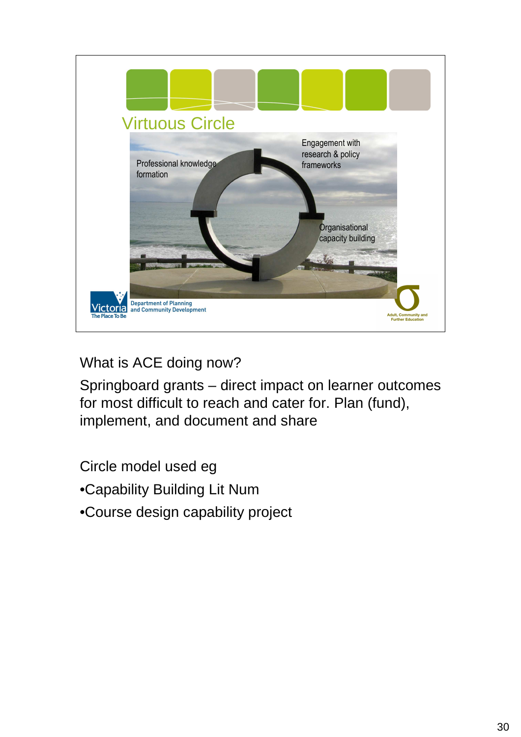## Virtuous Circle

Professional knowledge formation

Engagement with research & policy frameworks

Organisational capacity building

Victoria The Place To Be — Department of Planning and Community Development

Adult, Community and Further Education

What is ACE doing now?

Springboard grants – direct impact on learner outcomes for most difficult to reach and cater for. Plan (fund), implement, and document and share

Circle model used eg

- Capability Building Lit Num
- Course design capability project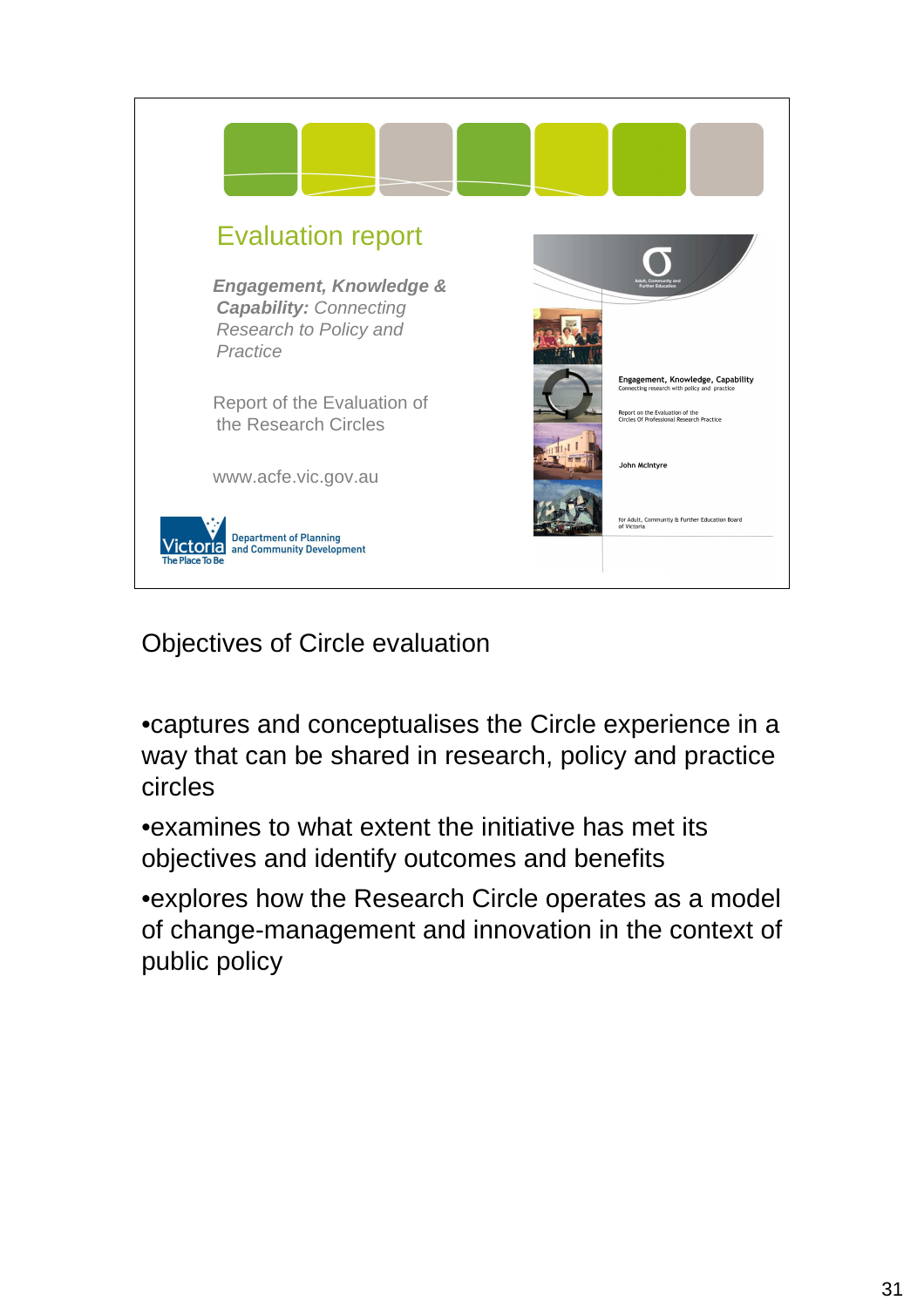Evaluation report

***Engagement, Knowledge & Capability:*** *Connecting Research to Policy and Practice*

Report of the Evaluation of the Research Circles

www.acfe.vic.gov.au

Victoria The Place To Be

Department of Planning and Community Development

Adult, Community and Further Education

Engagement, Knowledge, Capability

Connecting research with policy and practice

Report on the Evaluation of the Circles Of Professional Research Practice

John McIntyre

for Adult, Community & Further Education Board of Victoria

Objectives of Circle evaluation

- captures and conceptualises the Circle experience in a way that can be shared in research, policy and practice circles
- examines to what extent the initiative has met its objectives and identify outcomes and benefits
- explores how the Research Circle operates as a model of change-management and innovation in the context of public policy